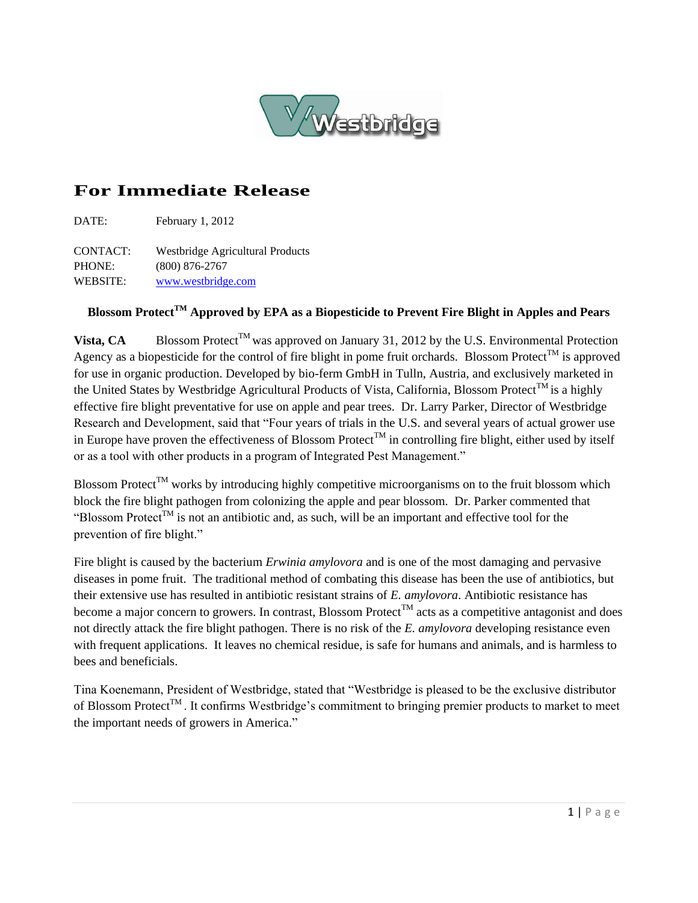Westbridge

# For Immediate Release

DATE: February 1, 2012

CONTACT: Westbridge Agricultural Products
PHONE: (800) 876-2767
WEBSITE: www.westbridge.com

### Blossom Protect™ Approved by EPA as a Biopesticide to Prevent Fire Blight in Apples and Pears

**Vista, CA** Blossom Protect™ was approved on January 31, 2012 by the U.S. Environmental Protection Agency as a biopesticide for the control of fire blight in pome fruit orchards. Blossom Protect™ is approved for use in organic production. Developed by bio-ferm GmbH in Tulln, Austria, and exclusively marketed in the United States by Westbridge Agricultural Products of Vista, California, Blossom Protect™ is a highly effective fire blight preventative for use on apple and pear trees. Dr. Larry Parker, Director of Westbridge Research and Development, said that "Four years of trials in the U.S. and several years of actual grower use in Europe have proven the effectiveness of Blossom Protect™ in controlling fire blight, either used by itself or as a tool with other products in a program of Integrated Pest Management."

Blossom Protect™ works by introducing highly competitive microorganisms on to the fruit blossom which block the fire blight pathogen from colonizing the apple and pear blossom. Dr. Parker commented that "Blossom Protect™ is not an antibiotic and, as such, will be an important and effective tool for the prevention of fire blight."

Fire blight is caused by the bacterium *Erwinia amylovora* and is one of the most damaging and pervasive diseases in pome fruit. The traditional method of combating this disease has been the use of antibiotics, but their extensive use has resulted in antibiotic resistant strains of *E. amylovora*. Antibiotic resistance has become a major concern to growers. In contrast, Blossom Protect™ acts as a competitive antagonist and does not directly attack the fire blight pathogen. There is no risk of the *E. amylovora* developing resistance even with frequent applications. It leaves no chemical residue, is safe for humans and animals, and is harmless to bees and beneficials.

Tina Koenemann, President of Westbridge, stated that "Westbridge is pleased to be the exclusive distributor of Blossom Protect™. It confirms Westbridge's commitment to bringing premier products to market to meet the important needs of growers in America."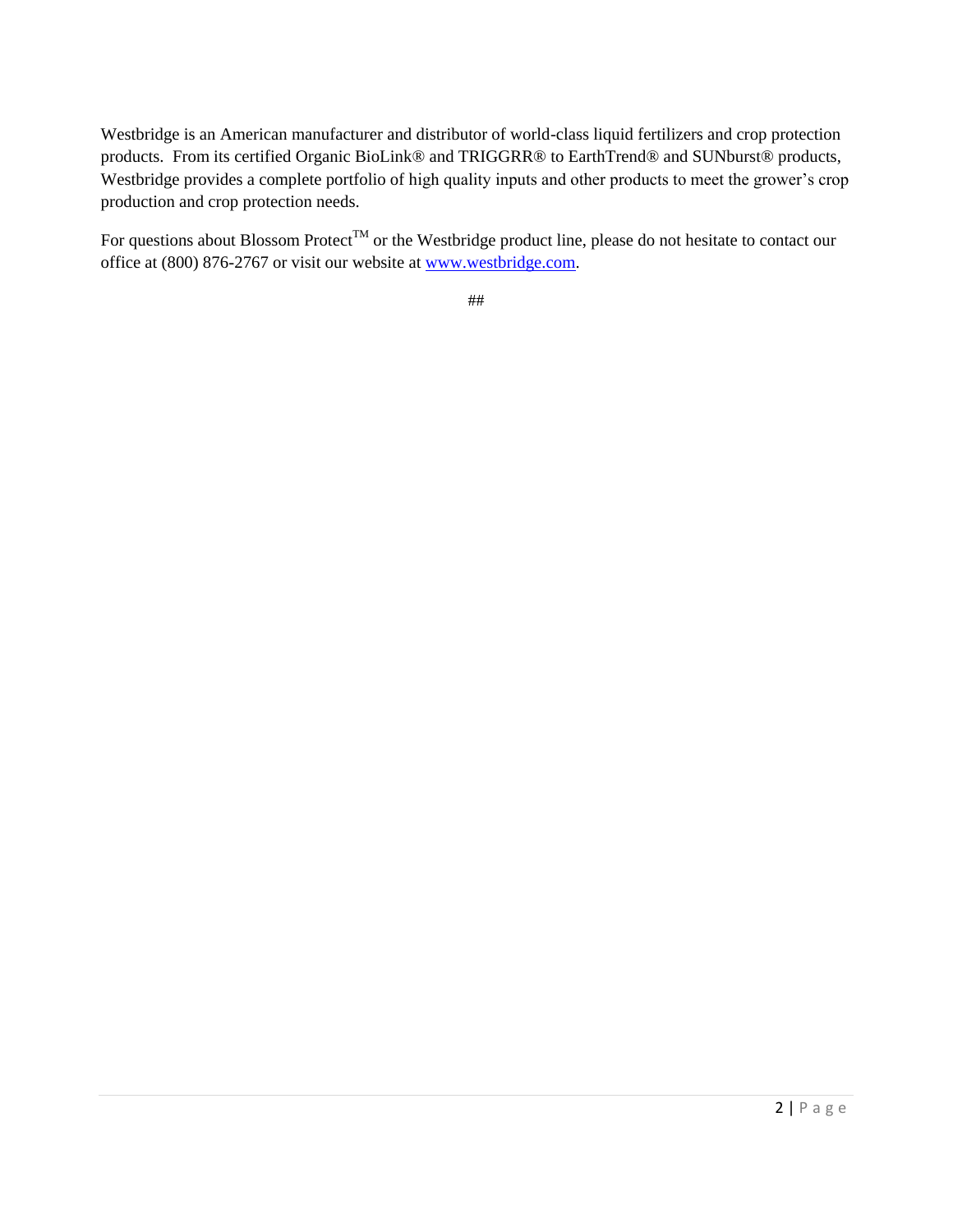Westbridge is an American manufacturer and distributor of world-class liquid fertilizers and crop protection products. From its certified Organic BioLink® and TRIGGRR® to EarthTrend® and SUNburst® products, Westbridge provides a complete portfolio of high quality inputs and other products to meet the grower's crop production and crop protection needs.

For questions about Blossom Protect™ or the Westbridge product line, please do not hesitate to contact our office at (800) 876-2767 or visit our website at [www.westbridge.com](http://www.westbridge.com).

##